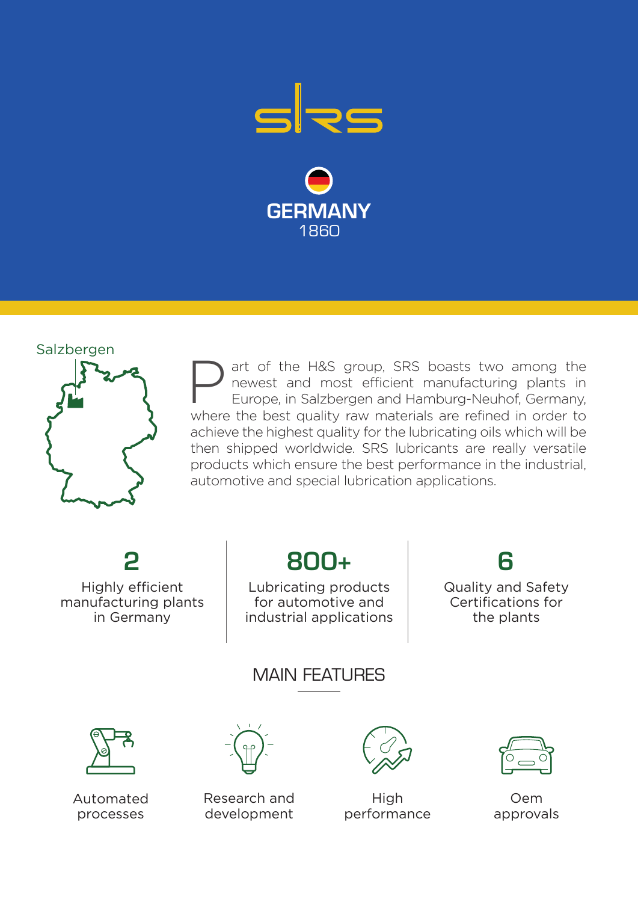# SRS

**GERMANY**
1860

Salzbergen

Part of the H&S group, SRS boasts two among the newest and most efficient manufacturing plants in Europe, in Salzbergen and Hamburg-Neuhof, Germany, where the best quality raw materials are refined in order to achieve the highest quality for the lubricating oils which will be then shipped worldwide. SRS lubricants are really versatile products which ensure the best performance in the industrial, automotive and special lubrication applications.

**2**
Highly efficient manufacturing plants in Germany

**800+**
Lubricating products for automotive and industrial applications

**6**
Quality and Safety Certifications for the plants

## MAIN FEATURES

- Automated processes
- Research and development
- High performance
- Oem approvals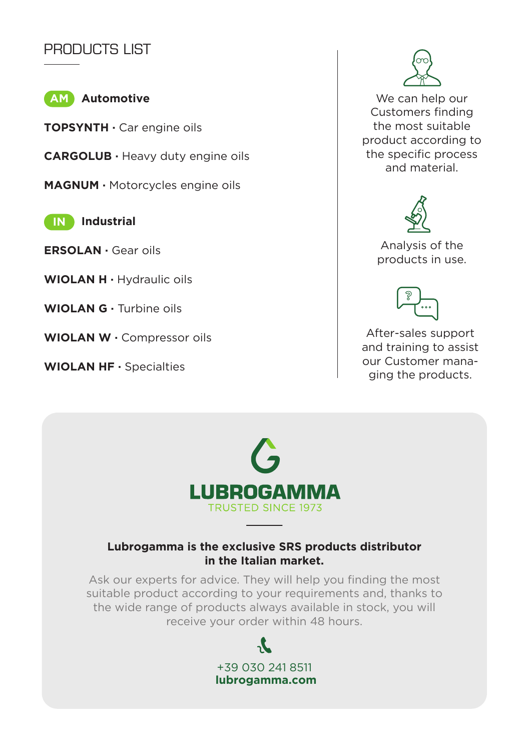## PRODUCTS LIST

**AM** **Automotive**

**TOPSYNTH** · Car engine oils

**CARGOLUB** · Heavy duty engine oils

**MAGNUM** · Motorcycles engine oils

**IN** **Industrial**

**ERSOLAN** · Gear oils

**WIOLAN H** · Hydraulic oils

**WIOLAN G** · Turbine oils

**WIOLAN W** · Compressor oils

**WIOLAN HF** · Specialties

We can help our Customers finding the most suitable product according to the specific process and material.

Analysis of the products in use.

After-sales support and training to assist our Customer managing the products.

**LUBROGAMMA**

TRUSTED SINCE 1973

**Lubrogamma is the exclusive SRS products distributor in the Italian market.**

Ask our experts for advice. They will help you finding the most suitable product according to your requirements and, thanks to the wide range of products always available in stock, you will receive your order within 48 hours.

+39 030 241 8511

**lubrogamma.com**